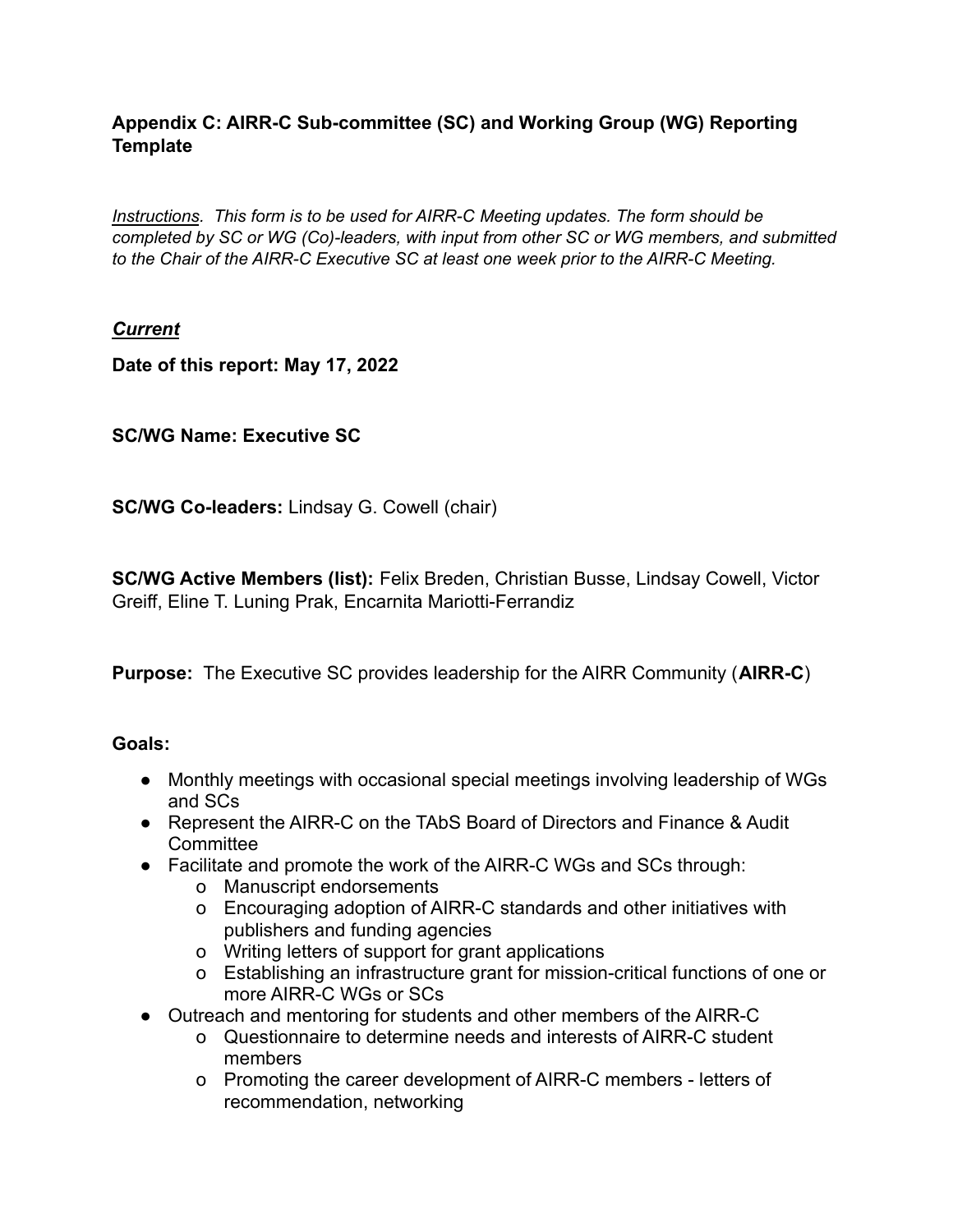### Appendix C: AIRR-C Sub-committee (SC) and Working Group (WG) Reporting Template

*<u>Instructions</u>. This form is to be used for AIRR-C Meeting updates. The form should be completed by SC or WG (Co)-leaders, with input from other SC or WG members, and submitted to the Chair of the AIRR-C Executive SC at least one week prior to the AIRR-C Meeting.*

***<u>Current</u>***

**Date of this report: May 17, 2022**

**SC/WG Name: Executive SC**

**SC/WG Co-leaders:** Lindsay G. Cowell (chair)

**SC/WG Active Members (list):** Felix Breden, Christian Busse, Lindsay Cowell, Victor Greiff, Eline T. Luning Prak, Encarnita Mariotti-Ferrandiz

**Purpose:** The Executive SC provides leadership for the AIRR Community (**AIRR-C**)

**Goals:**

- Monthly meetings with occasional special meetings involving leadership of WGs and SCs
- Represent the AIRR-C on the TAbS Board of Directors and Finance & Audit Committee
- Facilitate and promote the work of the AIRR-C WGs and SCs through:
  - Manuscript endorsements
  - Encouraging adoption of AIRR-C standards and other initiatives with publishers and funding agencies
  - Writing letters of support for grant applications
  - Establishing an infrastructure grant for mission-critical functions of one or more AIRR-C WGs or SCs
- Outreach and mentoring for students and other members of the AIRR-C
  - Questionnaire to determine needs and interests of AIRR-C student members
  - Promoting the career development of AIRR-C members - letters of recommendation, networking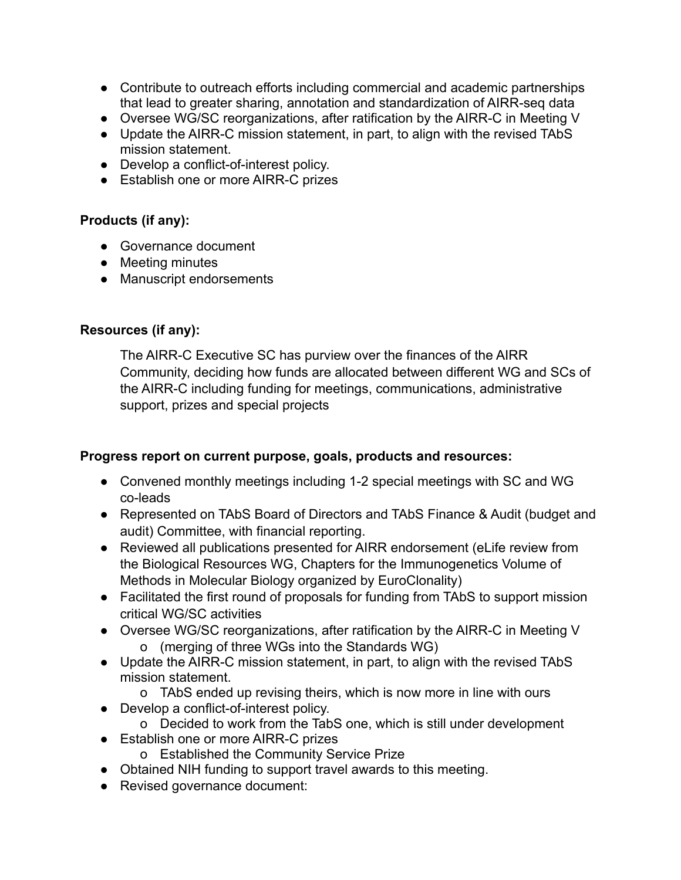- Contribute to outreach efforts including commercial and academic partnerships that lead to greater sharing, annotation and standardization of AIRR-seq data
- Oversee WG/SC reorganizations, after ratification by the AIRR-C in Meeting V
- Update the AIRR-C mission statement, in part, to align with the revised TAbS mission statement.
- Develop a conflict-of-interest policy.
- Establish one or more AIRR-C prizes

**Products (if any):**

- Governance document
- Meeting minutes
- Manuscript endorsements

**Resources (if any):**

The AIRR-C Executive SC has purview over the finances of the AIRR Community, deciding how funds are allocated between different WG and SCs of the AIRR-C including funding for meetings, communications, administrative support, prizes and special projects

**Progress report on current purpose, goals, products and resources:**

- Convened monthly meetings including 1-2 special meetings with SC and WG co-leads
- Represented on TAbS Board of Directors and TAbS Finance & Audit (budget and audit) Committee, with financial reporting.
- Reviewed all publications presented for AIRR endorsement (eLife review from the Biological Resources WG, Chapters for the Immunogenetics Volume of Methods in Molecular Biology organized by EuroClonality)
- Facilitated the first round of proposals for funding from TAbS to support mission critical WG/SC activities
- Oversee WG/SC reorganizations, after ratification by the AIRR-C in Meeting V
  - (merging of three WGs into the Standards WG)
- Update the AIRR-C mission statement, in part, to align with the revised TAbS mission statement.
  - TAbS ended up revising theirs, which is now more in line with ours
- Develop a conflict-of-interest policy.
  - Decided to work from the TabS one, which is still under development
- Establish one or more AIRR-C prizes
  - Established the Community Service Prize
- Obtained NIH funding to support travel awards to this meeting.
- Revised governance document: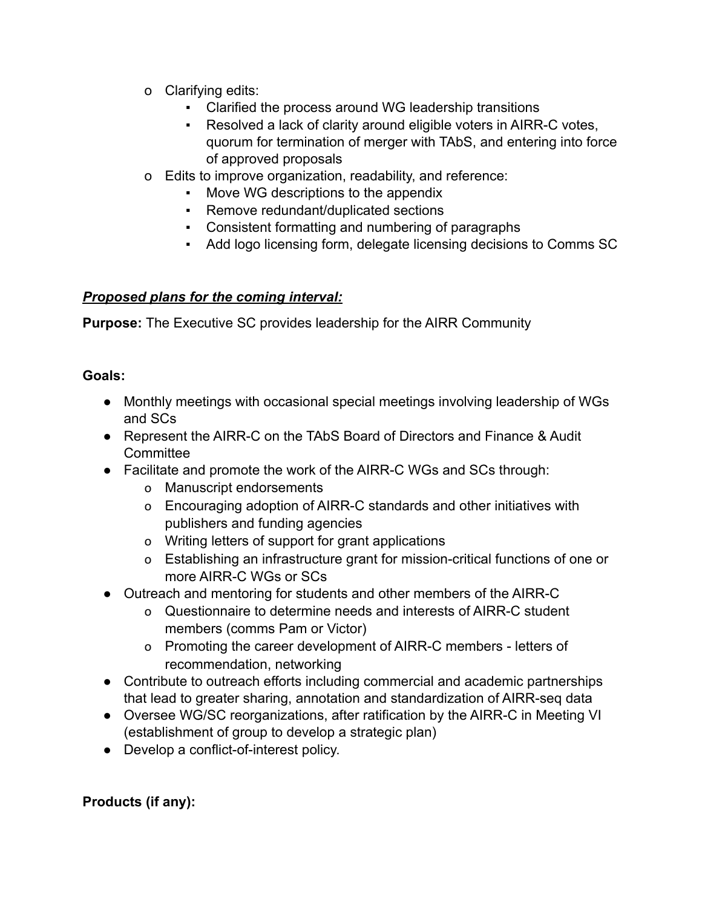- Clarifying edits:
  - Clarified the process around WG leadership transitions
  - Resolved a lack of clarity around eligible voters in AIRR-C votes, quorum for termination of merger with TAbS, and entering into force of approved proposals
- Edits to improve organization, readability, and reference:
  - Move WG descriptions to the appendix
  - Remove redundant/duplicated sections
  - Consistent formatting and numbering of paragraphs
  - Add logo licensing form, delegate licensing decisions to Comms SC

***Proposed plans for the coming interval:***

**Purpose:** The Executive SC provides leadership for the AIRR Community

**Goals:**

- Monthly meetings with occasional special meetings involving leadership of WGs and SCs
- Represent the AIRR-C on the TAbS Board of Directors and Finance & Audit Committee
- Facilitate and promote the work of the AIRR-C WGs and SCs through:
  - Manuscript endorsements
  - Encouraging adoption of AIRR-C standards and other initiatives with publishers and funding agencies
  - Writing letters of support for grant applications
  - Establishing an infrastructure grant for mission-critical functions of one or more AIRR-C WGs or SCs
- Outreach and mentoring for students and other members of the AIRR-C
  - Questionnaire to determine needs and interests of AIRR-C student members (comms Pam or Victor)
  - Promoting the career development of AIRR-C members - letters of recommendation, networking
- Contribute to outreach efforts including commercial and academic partnerships that lead to greater sharing, annotation and standardization of AIRR-seq data
- Oversee WG/SC reorganizations, after ratification by the AIRR-C in Meeting VI (establishment of group to develop a strategic plan)
- Develop a conflict-of-interest policy.

**Products (if any):**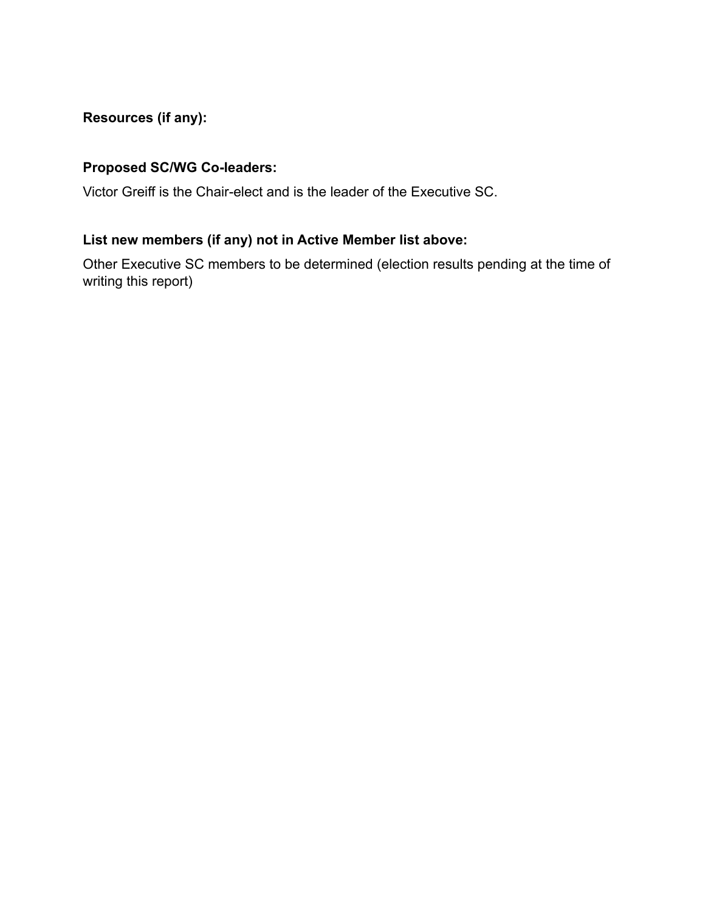**Resources (if any):**

**Proposed SC/WG Co-leaders:**

Victor Greiff is the Chair-elect and is the leader of the Executive SC.

**List new members (if any) not in Active Member list above:**

Other Executive SC members to be determined (election results pending at the time of writing this report)